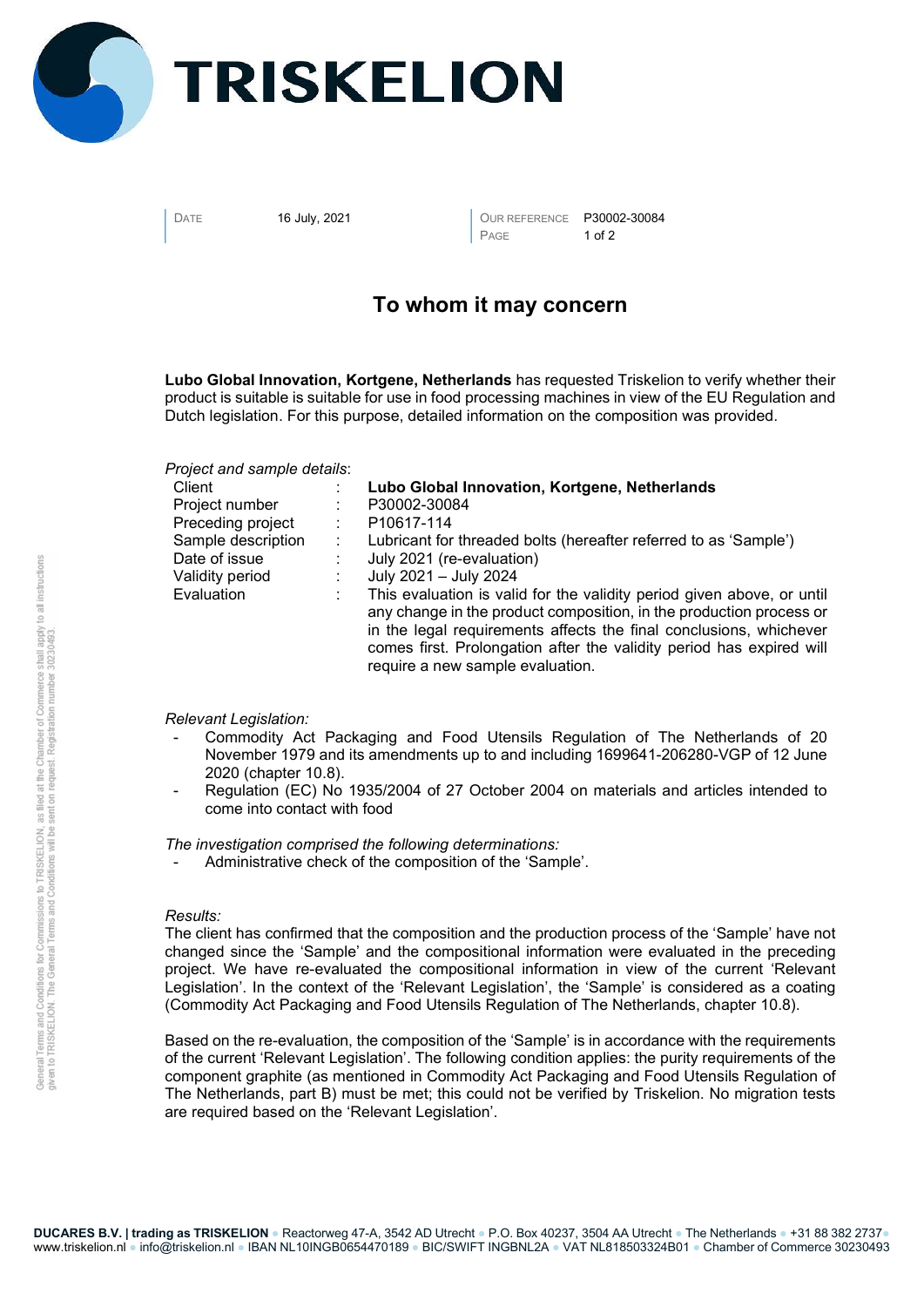# TRISKELION

| | | | |
|---|---|---|---|
| DATE | 16 July, 2021 | OUR REFERENCE | P30002-30084 |

## To whom it may concern

**Lubo Global Innovation, Kortgene, Netherlands** has requested Triskelion to verify whether their product is suitable is suitable for use in food processing machines in view of the EU Regulation and Dutch legislation. For this purpose, detailed information on the composition was provided.

*Project and sample details*:

| | | |
|---|---|---|
| Client | : | **Lubo Global Innovation, Kortgene, Netherlands** |
| Project number | : | P30002-30084 |
| Preceding project | : | P10617-114 |
| Sample description | : | Lubricant for threaded bolts (hereafter referred to as 'Sample') |
| Date of issue | : | July 2021 (re-evaluation) |
| Validity period | : | July 2021 – July 2024 |
| Evaluation | : | This evaluation is valid for the validity period given above, or until any change in the product composition, in the production process or in the legal requirements affects the final conclusions, whichever comes first. Prolongation after the validity period has expired will require a new sample evaluation. |

*Relevant Legislation:*

- Commodity Act Packaging and Food Utensils Regulation of The Netherlands of 20 November 1979 and its amendments up to and including 1699641-206280-VGP of 12 June 2020 (chapter 10.8).
- Regulation (EC) No 1935/2004 of 27 October 2004 on materials and articles intended to come into contact with food

*The investigation comprised the following determinations:*

- Administrative check of the composition of the 'Sample'.

*Results:*

The client has confirmed that the composition and the production process of the 'Sample' have not changed since the 'Sample' and the compositional information were evaluated in the preceding project. We have re-evaluated the compositional information in view of the current 'Relevant Legislation'. In the context of the 'Relevant Legislation', the 'Sample' is considered as a coating (Commodity Act Packaging and Food Utensils Regulation of The Netherlands, chapter 10.8).

Based on the re-evaluation, the composition of the 'Sample' is in accordance with the requirements of the current 'Relevant Legislation'. The following condition applies: the purity requirements of the component graphite (as mentioned in Commodity Act Packaging and Food Utensils Regulation of The Netherlands, part B) must be met; this could not be verified by Triskelion. No migration tests are required based on the 'Relevant Legislation'.

General Terms and Conditions for Commissions to TRISKELION, as filed at the Chamber of Commerce shall apply to all instructions given to TRISKELION. The General Terms and Conditions will be sent on request. Registration number 30230493.

**DUCARES B.V. | trading as TRISKELION** • Reactorweg 47-A, 3542 AD Utrecht • P.O. Box 40237, 3504 AA Utrecht • The Netherlands • +31 88 382 2737 • www.triskelion.nl • info@triskelion.nl • IBAN NL10INGB0654470189 • BIC/SWIFT INGBNL2A • VAT NL818503324B01 • Chamber of Commerce 30230493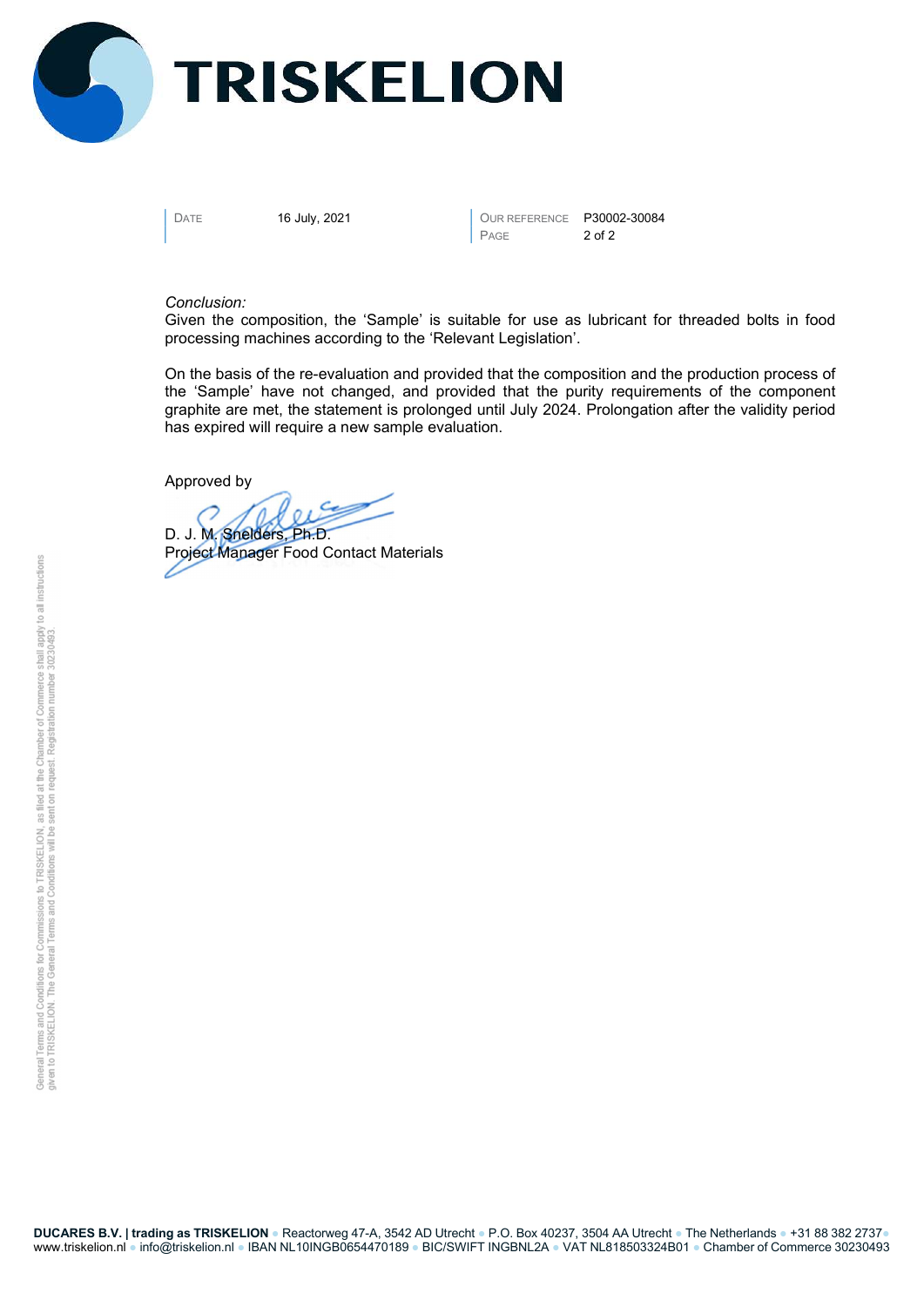| | | | |
|---|---|---|---|
| DATE | 16 July, 2021 | OUR REFERENCE | P30002-30084 |

*Conclusion:*
Given the composition, the 'Sample' is suitable for use as lubricant for threaded bolts in food processing machines according to the 'Relevant Legislation'.

On the basis of the re-evaluation and provided that the composition and the production process of the 'Sample' have not changed, and provided that the purity requirements of the component graphite are met, the statement is prolonged until July 2024. Prolongation after the validity period has expired will require a new sample evaluation.

Approved by

D. J. M. Snelders, Ph.D.
Project Manager Food Contact Materials

General Terms and Conditions for Commissions to TRISKELION, as filed at the Chamber of Commerce shall apply to all instructions given to TRISKELION. The General Terms and Conditions will be sent on request. Registration number 30230493.

**DUCARES B.V. | trading as TRISKELION** • Reactorweg 47-A, 3542 AD Utrecht • P.O. Box 40237, 3504 AA Utrecht • The Netherlands • +31 88 382 2737 • www.triskelion.nl • info@triskelion.nl • IBAN NL10INGB0654470189 • BIC/SWIFT INGBNL2A • VAT NL818503324B01 • Chamber of Commerce 30230493